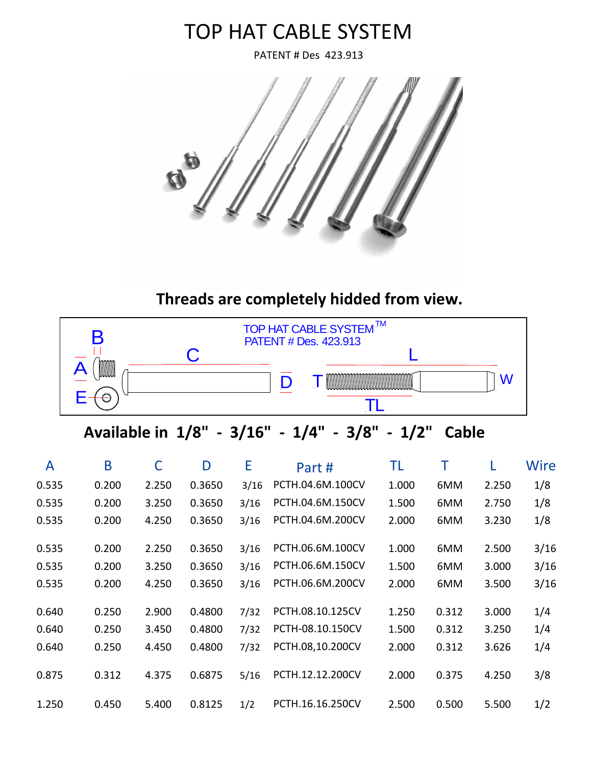# TOP HAT CABLE SYSTEM

PATENT # Des 423.913

**Threads are completely hidded from view.**

**Available in 1/8" - 3/16" - 1/4" - 3/8" - 1/2" Cable**

| A | B | C | D | E | Part # | TL | T | L | Wire |
|---|---|---|---|---|---|---|---|---|---|
| 0.535 | 0.200 | 2.250 | 0.3650 | 3/16 | PCTH.04.6M.100CV | 1.000 | 6MM | 2.250 | 1/8 |
| 0.535 | 0.200 | 3.250 | 0.3650 | 3/16 | PCTH.04.6M.150CV | 1.500 | 6MM | 2.750 | 1/8 |
| 0.535 | 0.200 | 4.250 | 0.3650 | 3/16 | PCTH.04.6M.200CV | 2.000 | 6MM | 3.230 | 1/8 |
| 0.535 | 0.200 | 2.250 | 0.3650 | 3/16 | PCTH.06.6M.100CV | 1.000 | 6MM | 2.500 | 3/16 |
| 0.535 | 0.200 | 3.250 | 0.3650 | 3/16 | PCTH.06.6M.150CV | 1.500 | 6MM | 3.000 | 3/16 |
| 0.535 | 0.200 | 4.250 | 0.3650 | 3/16 | PCTH.06.6M.200CV | 2.000 | 6MM | 3.500 | 3/16 |
| 0.640 | 0.250 | 2.900 | 0.4800 | 7/32 | PCTH.08.10.125CV | 1.250 | 0.312 | 3.000 | 1/4 |
| 0.640 | 0.250 | 3.450 | 0.4800 | 7/32 | PCTH-08.10.150CV | 1.500 | 0.312 | 3.250 | 1/4 |
| 0.640 | 0.250 | 4.450 | 0.4800 | 7/32 | PCTH.08,10.200CV | 2.000 | 0.312 | 3.626 | 1/4 |
| 0.875 | 0.312 | 4.375 | 0.6875 | 5/16 | PCTH.12.12.200CV | 2.000 | 0.375 | 4.250 | 3/8 |
| 1.250 | 0.450 | 5.400 | 0.8125 | 1/2 | PCTH.16.16.250CV | 2.500 | 0.500 | 5.500 | 1/2 |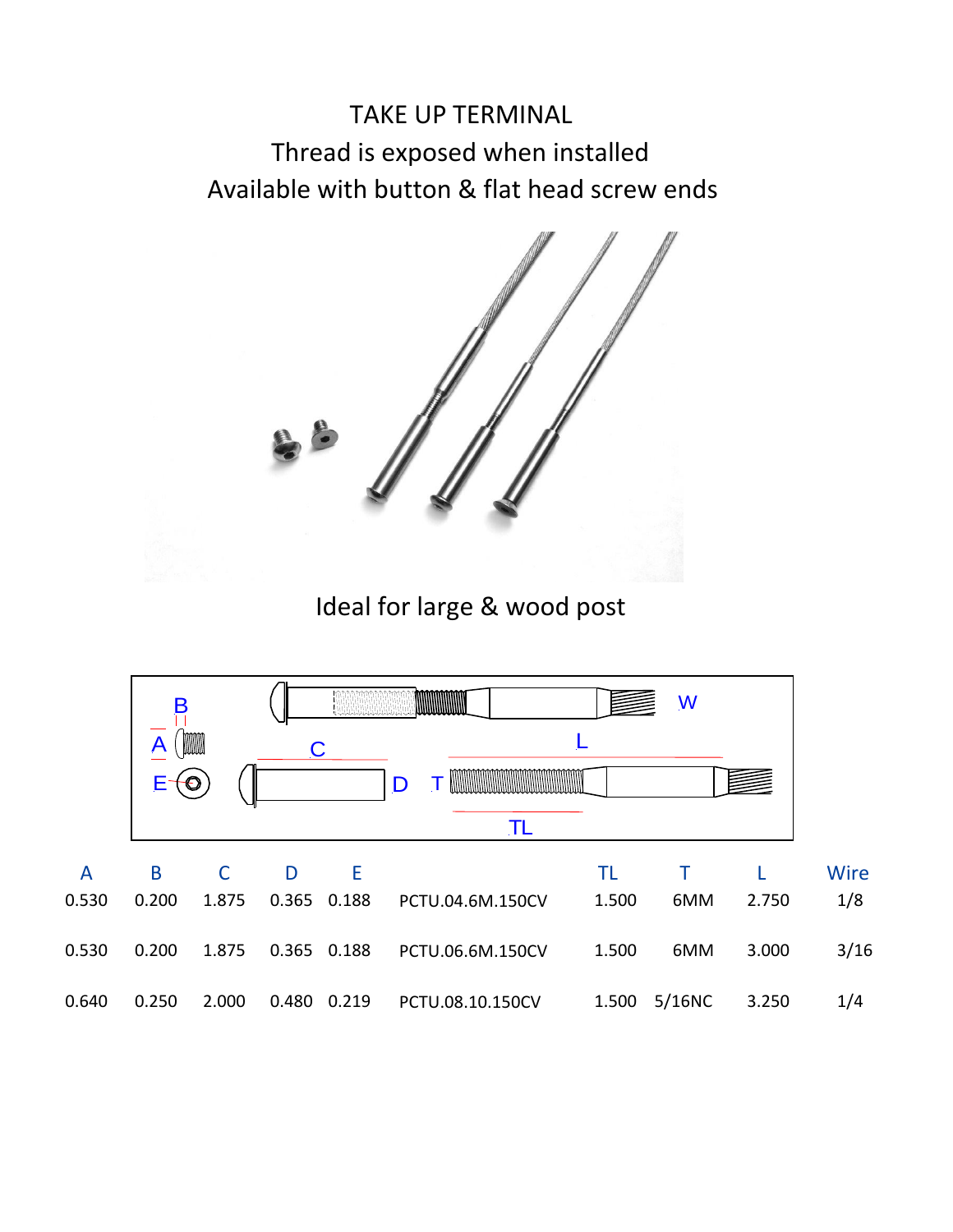# TAKE UP TERMINAL

Thread is exposed when installed

Available with button & flat head screw ends

Ideal for large & wood post

| A | B | C | D | E | | TL | T | L | Wire |
|---|---|---|---|---|---|---|---|---|---|
| 0.530 | 0.200 | 1.875 | 0.365 | 0.188 | PCTU.04.6M.150CV | 1.500 | 6MM | 2.750 | 1/8 |
| 0.530 | 0.200 | 1.875 | 0.365 | 0.188 | PCTU.06.6M.150CV | 1.500 | 6MM | 3.000 | 3/16 |
| 0.640 | 0.250 | 2.000 | 0.480 | 0.219 | PCTU.08.10.150CV | 1.500 | 5/16NC | 3.250 | 1/4 |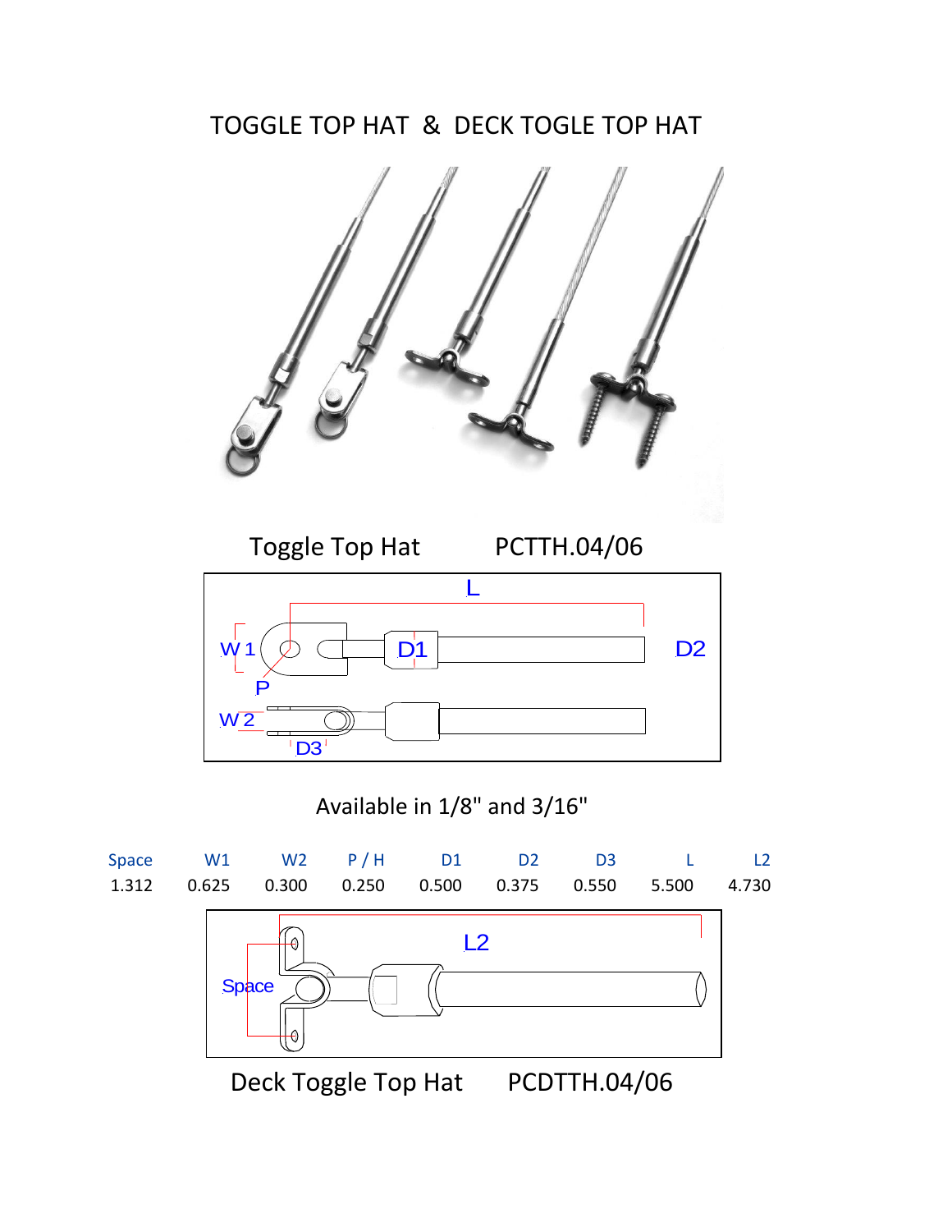# TOGGLE TOP HAT & DECK TOGLE TOP HAT

Toggle Top Hat PCTTH.04/06

Available in 1/8" and 3/16"

| Space | W1 | W2 | P / H | D1 | D2 | D3 | L | L2 |
|---|---|---|---|---|---|---|---|---|
| 1.312 | 0.625 | 0.300 | 0.250 | 0.500 | 0.375 | 0.550 | 5.500 | 4.730 |

Deck Toggle Top Hat PCDTTH.04/06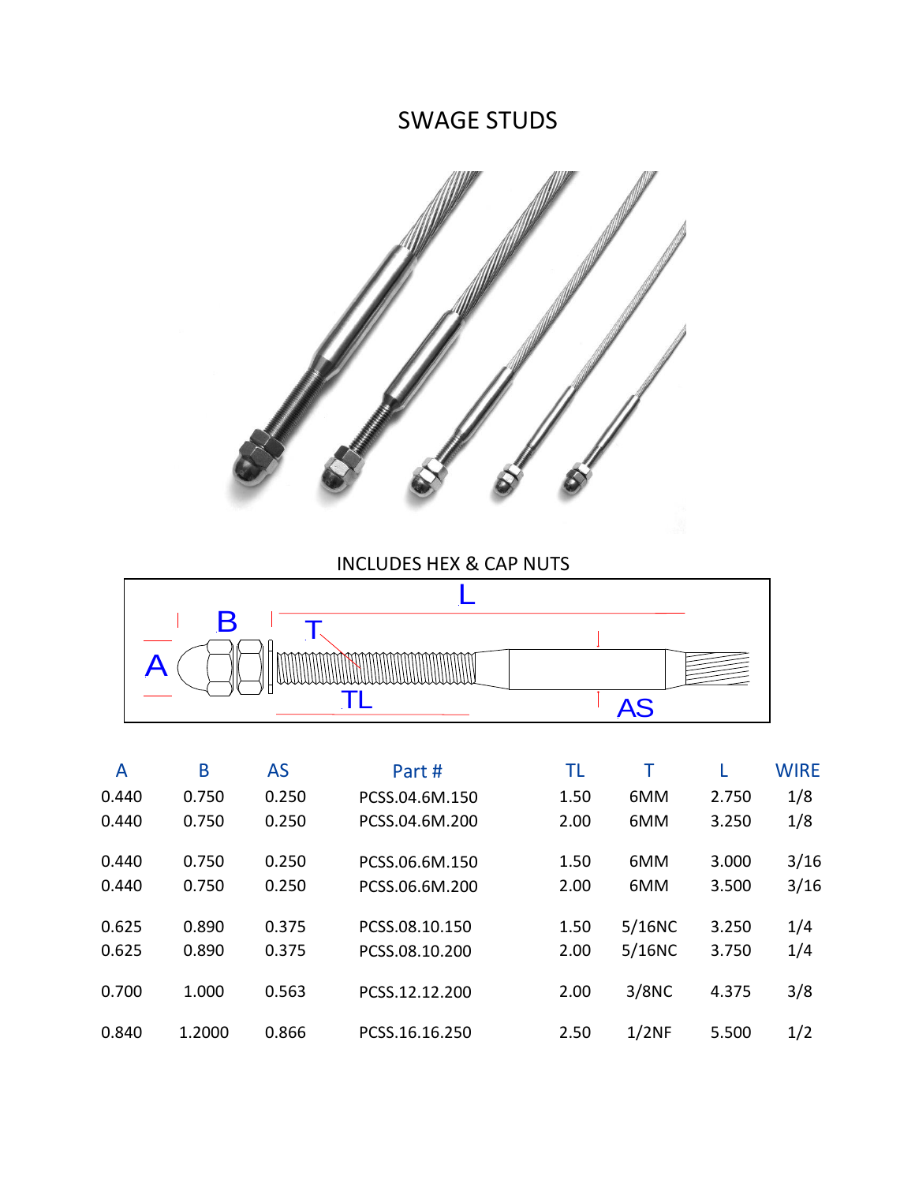# SWAGE STUDS

INCLUDES HEX & CAP NUTS

| A | B | AS | Part # | TL | T | L | WIRE |
|---|---|---|---|---|---|---|---|
| 0.440 | 0.750 | 0.250 | PCSS.04.6M.150 | 1.50 | 6MM | 2.750 | 1/8 |
| 0.440 | 0.750 | 0.250 | PCSS.04.6M.200 | 2.00 | 6MM | 3.250 | 1/8 |
| 0.440 | 0.750 | 0.250 | PCSS.06.6M.150 | 1.50 | 6MM | 3.000 | 3/16 |
| 0.440 | 0.750 | 0.250 | PCSS.06.6M.200 | 2.00 | 6MM | 3.500 | 3/16 |
| 0.625 | 0.890 | 0.375 | PCSS.08.10.150 | 1.50 | 5/16NC | 3.250 | 1/4 |
| 0.625 | 0.890 | 0.375 | PCSS.08.10.200 | 2.00 | 5/16NC | 3.750 | 1/4 |
| 0.700 | 1.000 | 0.563 | PCSS.12.12.200 | 2.00 | 3/8NC | 4.375 | 3/8 |
| 0.840 | 1.2000 | 0.866 | PCSS.16.16.250 | 2.50 | 1/2NF | 5.500 | 1/2 |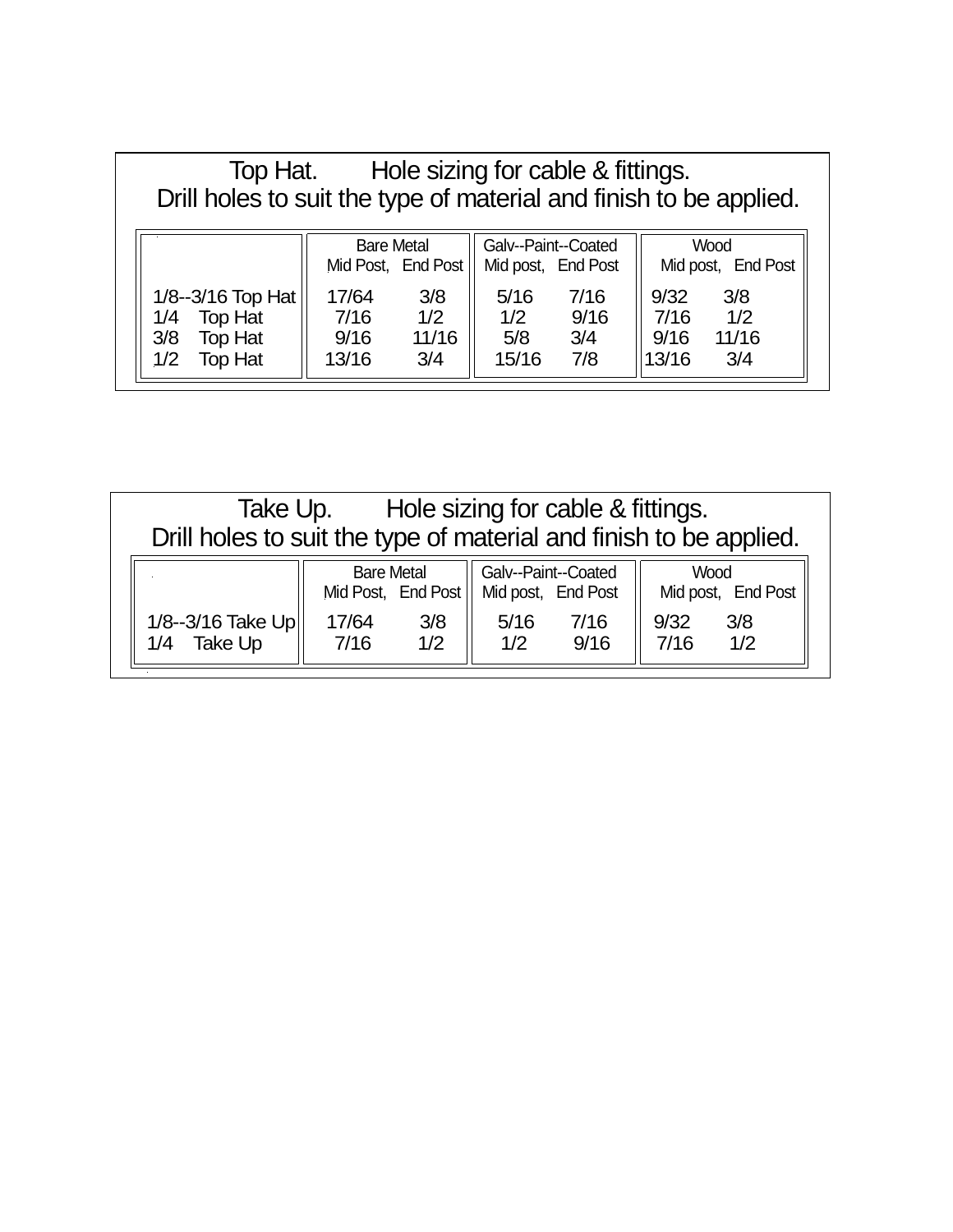**Top Hat. Hole sizing for cable & fittings.**
**Drill holes to suit the type of material and finish to be applied.**

| | Bare Metal | | Galv--Paint--Coated | | Wood | |
|---|---|---|---|---|---|---|
| | Mid Post, | End Post | Mid post, | End Post | Mid post, | End Post |
| 1/8--3/16 Top Hat | 17/64 | 3/8 | 5/16 | 7/16 | 9/32 | 3/8 |
| 1/4 Top Hat | 7/16 | 1/2 | 1/2 | 9/16 | 7/16 | 1/2 |
| 3/8 Top Hat | 9/16 | 11/16 | 5/8 | 3/4 | 9/16 | 11/16 |
| 1/2 Top Hat | 13/16 | 3/4 | 15/16 | 7/8 | 13/16 | 3/4 |

**Take Up. Hole sizing for cable & fittings.**
**Drill holes to suit the type of material and finish to be applied.**

| | Bare Metal | | Galv--Paint--Coated | | Wood | |
|---|---|---|---|---|---|---|
| | Mid Post, | End Post | Mid post, | End Post | Mid post, | End Post |
| 1/8--3/16 Take Up | 17/64 | 3/8 | 5/16 | 7/16 | 9/32 | 3/8 |
| 1/4 Take Up | 7/16 | 1/2 | 1/2 | 9/16 | 7/16 | 1/2 |